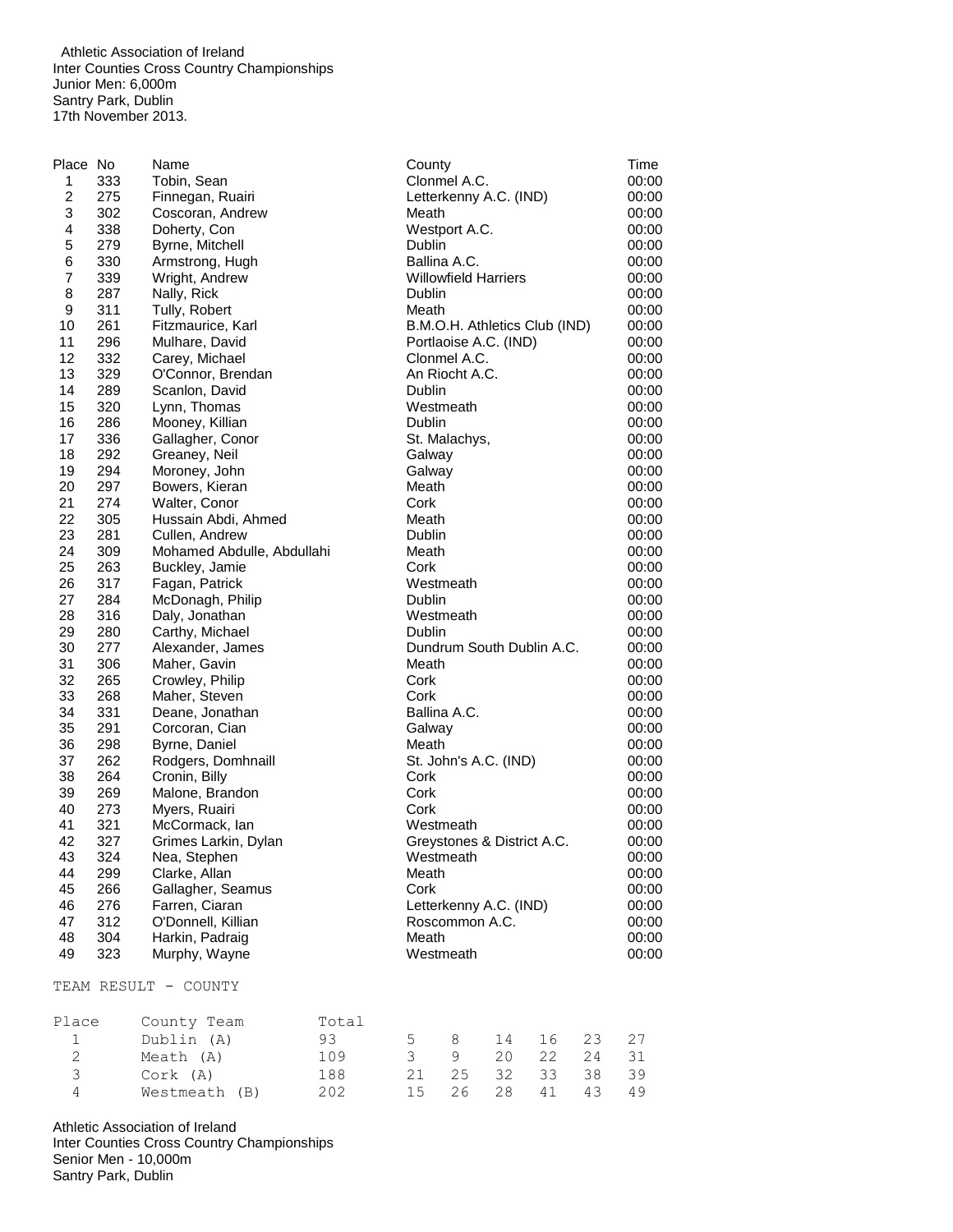Athletic Association of Ireland
Inter Counties Cross Country Championships
Junior Men: 6,000m
Santry Park, Dublin
17th November 2013.

| Place | No | Name | County | Time |
|---|---|---|---|---|
| 1 | 333 | Tobin, Sean | Clonmel A.C. | 00:00 |
| 2 | 275 | Finnegan, Ruairi | Letterkenny A.C. (IND) | 00:00 |
| 3 | 302 | Coscoran, Andrew | Meath | 00:00 |
| 4 | 338 | Doherty, Con | Westport A.C. | 00:00 |
| 5 | 279 | Byrne, Mitchell | Dublin | 00:00 |
| 6 | 330 | Armstrong, Hugh | Ballina A.C. | 00:00 |
| 7 | 339 | Wright, Andrew | Willowfield Harriers | 00:00 |
| 8 | 287 | Nally, Rick | Dublin | 00:00 |
| 9 | 311 | Tully, Robert | Meath | 00:00 |
| 10 | 261 | Fitzmaurice, Karl | B.M.O.H. Athletics Club (IND) | 00:00 |
| 11 | 296 | Mulhare, David | Portlaoise A.C. (IND) | 00:00 |
| 12 | 332 | Carey, Michael | Clonmel A.C. | 00:00 |
| 13 | 329 | O'Connor, Brendan | An Riocht A.C. | 00:00 |
| 14 | 289 | Scanlon, David | Dublin | 00:00 |
| 15 | 320 | Lynn, Thomas | Westmeath | 00:00 |
| 16 | 286 | Mooney, Killian | Dublin | 00:00 |
| 17 | 336 | Gallagher, Conor | St. Malachys, | 00:00 |
| 18 | 292 | Greaney, Neil | Galway | 00:00 |
| 19 | 294 | Moroney, John | Galway | 00:00 |
| 20 | 297 | Bowers, Kieran | Meath | 00:00 |
| 21 | 274 | Walter, Conor | Cork | 00:00 |
| 22 | 305 | Hussain Abdi, Ahmed | Meath | 00:00 |
| 23 | 281 | Cullen, Andrew | Dublin | 00:00 |
| 24 | 309 | Mohamed Abdulle, Abdullahi | Meath | 00:00 |
| 25 | 263 | Buckley, Jamie | Cork | 00:00 |
| 26 | 317 | Fagan, Patrick | Westmeath | 00:00 |
| 27 | 284 | McDonagh, Philip | Dublin | 00:00 |
| 28 | 316 | Daly, Jonathan | Westmeath | 00:00 |
| 29 | 280 | Carthy, Michael | Dublin | 00:00 |
| 30 | 277 | Alexander, James | Dundrum South Dublin A.C. | 00:00 |
| 31 | 306 | Maher, Gavin | Meath | 00:00 |
| 32 | 265 | Crowley, Philip | Cork | 00:00 |
| 33 | 268 | Maher, Steven | Cork | 00:00 |
| 34 | 331 | Deane, Jonathan | Ballina A.C. | 00:00 |
| 35 | 291 | Corcoran, Cian | Galway | 00:00 |
| 36 | 298 | Byrne, Daniel | Meath | 00:00 |
| 37 | 262 | Rodgers, Domhnaill | St. John's A.C. (IND) | 00:00 |
| 38 | 264 | Cronin, Billy | Cork | 00:00 |
| 39 | 269 | Malone, Brandon | Cork | 00:00 |
| 40 | 273 | Myers, Ruairi | Cork | 00:00 |
| 41 | 321 | McCormack, Ian | Westmeath | 00:00 |
| 42 | 327 | Grimes Larkin, Dylan | Greystones & District A.C. | 00:00 |
| 43 | 324 | Nea, Stephen | Westmeath | 00:00 |
| 44 | 299 | Clarke, Allan | Meath | 00:00 |
| 45 | 266 | Gallagher, Seamus | Cork | 00:00 |
| 46 | 276 | Farren, Ciaran | Letterkenny A.C. (IND) | 00:00 |
| 47 | 312 | O'Donnell, Killian | Roscommon A.C. | 00:00 |
| 48 | 304 | Harkin, Padraig | Meath | 00:00 |
| 49 | 323 | Murphy, Wayne | Westmeath | 00:00 |

TEAM RESULT - COUNTY

| Place | County Team | Total | | | | | | |
|---|---|---|---|---|---|---|---|---|
| 1 | Dublin (A) | 93 | 5 | 8 | 14 | 16 | 23 | 27 |
| 2 | Meath (A) | 109 | 3 | 9 | 20 | 22 | 24 | 31 |
| 3 | Cork (A) | 188 | 21 | 25 | 32 | 33 | 38 | 39 |
| 4 | Westmeath (B) | 202 | 15 | 26 | 28 | 41 | 43 | 49 |

Athletic Association of Ireland
Inter Counties Cross Country Championships
Senior Men - 10,000m
Santry Park, Dublin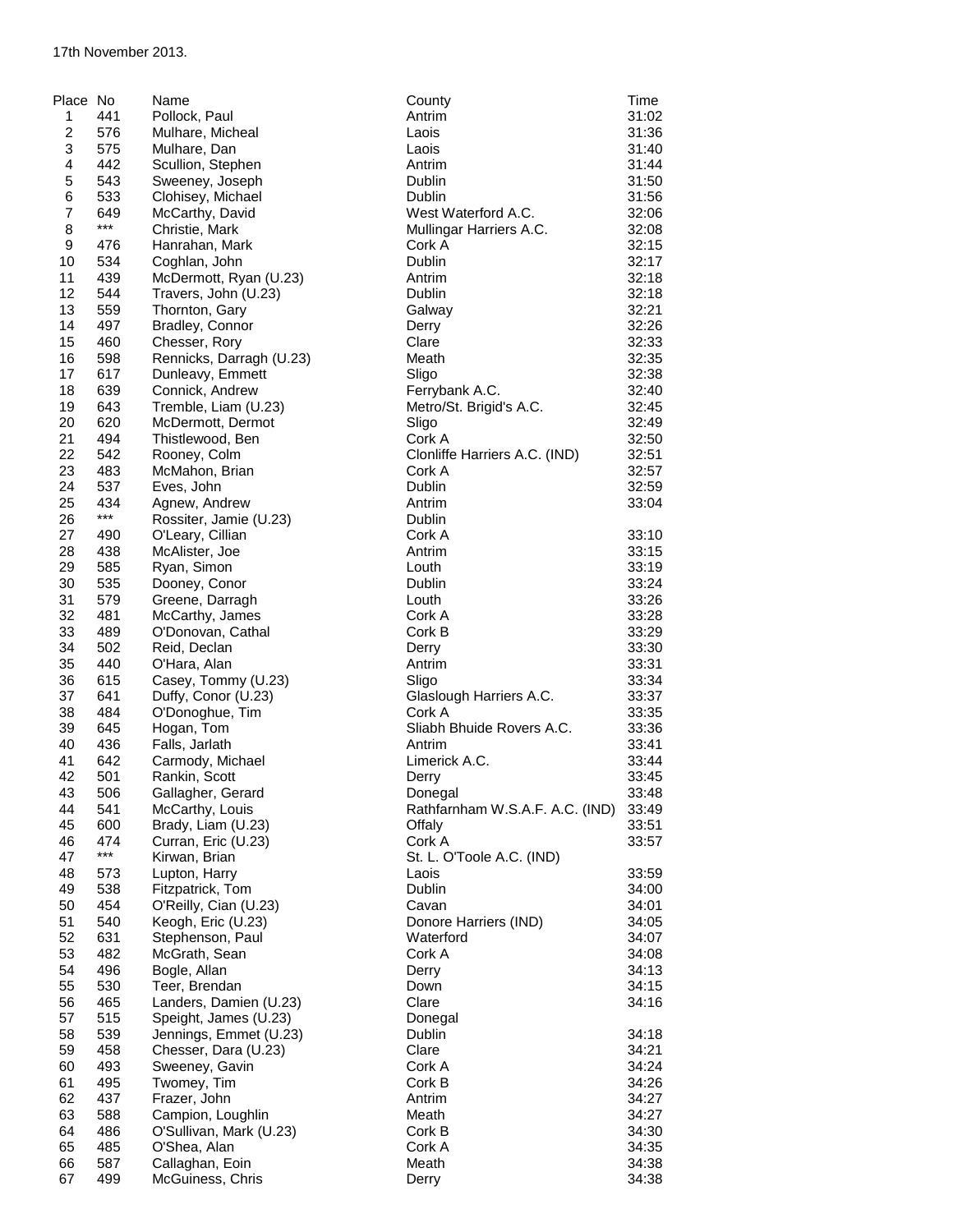17th November 2013.

| Place | No | Name | County | Time |
|---|---|---|---|---|
| 1 | 441 | Pollock, Paul | Antrim | 31:02 |
| 2 | 576 | Mulhare, Micheal | Laois | 31:36 |
| 3 | 575 | Mulhare, Dan | Laois | 31:40 |
| 4 | 442 | Scullion, Stephen | Antrim | 31:44 |
| 5 | 543 | Sweeney, Joseph | Dublin | 31:50 |
| 6 | 533 | Clohisey, Michael | Dublin | 31:56 |
| 7 | 649 | McCarthy, David | West Waterford A.C. | 32:06 |
| 8 | *** | Christie, Mark | Mullingar Harriers A.C. | 32:08 |
| 9 | 476 | Hanrahan, Mark | Cork A | 32:15 |
| 10 | 534 | Coghlan, John | Dublin | 32:17 |
| 11 | 439 | McDermott, Ryan (U.23) | Antrim | 32:18 |
| 12 | 544 | Travers, John (U.23) | Dublin | 32:18 |
| 13 | 559 | Thornton, Gary | Galway | 32:21 |
| 14 | 497 | Bradley, Connor | Derry | 32:26 |
| 15 | 460 | Chesser, Rory | Clare | 32:33 |
| 16 | 598 | Rennicks, Darragh (U.23) | Meath | 32:35 |
| 17 | 617 | Dunleavy, Emmett | Sligo | 32:38 |
| 18 | 639 | Connick, Andrew | Ferrybank A.C. | 32:40 |
| 19 | 643 | Tremble, Liam (U.23) | Metro/St. Brigid's A.C. | 32:45 |
| 20 | 620 | McDermott, Dermot | Sligo | 32:49 |
| 21 | 494 | Thistlewood, Ben | Cork A | 32:50 |
| 22 | 542 | Rooney, Colm | Clonliffe Harriers A.C. (IND) | 32:51 |
| 23 | 483 | McMahon, Brian | Cork A | 32:57 |
| 24 | 537 | Eves, John | Dublin | 32:59 |
| 25 | 434 | Agnew, Andrew | Antrim | 33:04 |
| 26 | *** | Rossiter, Jamie (U.23) | Dublin | |
| 27 | 490 | O'Leary, Cillian | Cork A | 33:10 |
| 28 | 438 | McAlister, Joe | Antrim | 33:15 |
| 29 | 585 | Ryan, Simon | Louth | 33:19 |
| 30 | 535 | Dooney, Conor | Dublin | 33:24 |
| 31 | 579 | Greene, Darragh | Louth | 33:26 |
| 32 | 481 | McCarthy, James | Cork A | 33:28 |
| 33 | 489 | O'Donovan, Cathal | Cork B | 33:29 |
| 34 | 502 | Reid, Declan | Derry | 33:30 |
| 35 | 440 | O'Hara, Alan | Antrim | 33:31 |
| 36 | 615 | Casey, Tommy (U.23) | Sligo | 33:34 |
| 37 | 641 | Duffy, Conor (U.23) | Glaslough Harriers A.C. | 33:37 |
| 38 | 484 | O'Donoghue, Tim | Cork A | 33:35 |
| 39 | 645 | Hogan, Tom | Sliabh Bhuide Rovers A.C. | 33:36 |
| 40 | 436 | Falls, Jarlath | Antrim | 33:41 |
| 41 | 642 | Carmody, Michael | Limerick A.C. | 33:44 |
| 42 | 501 | Rankin, Scott | Derry | 33:45 |
| 43 | 506 | Gallagher, Gerard | Donegal | 33:48 |
| 44 | 541 | McCarthy, Louis | Rathfarnham W.S.A.F. A.C. (IND) | 33:49 |
| 45 | 600 | Brady, Liam (U.23) | Offaly | 33:51 |
| 46 | 474 | Curran, Eric (U.23) | Cork A | 33:57 |
| 47 | *** | Kirwan, Brian | St. L. O'Toole A.C. (IND) | |
| 48 | 573 | Lupton, Harry | Laois | 33:59 |
| 49 | 538 | Fitzpatrick, Tom | Dublin | 34:00 |
| 50 | 454 | O'Reilly, Cian (U.23) | Cavan | 34:01 |
| 51 | 540 | Keogh, Eric (U.23) | Donore Harriers (IND) | 34:05 |
| 52 | 631 | Stephenson, Paul | Waterford | 34:07 |
| 53 | 482 | McGrath, Sean | Cork A | 34:08 |
| 54 | 496 | Bogle, Allan | Derry | 34:13 |
| 55 | 530 | Teer, Brendan | Down | 34:15 |
| 56 | 465 | Landers, Damien (U.23) | Clare | 34:16 |
| 57 | 515 | Speight, James (U.23) | Donegal | |
| 58 | 539 | Jennings, Emmet (U.23) | Dublin | 34:18 |
| 59 | 458 | Chesser, Dara (U.23) | Clare | 34:21 |
| 60 | 493 | Sweeney, Gavin | Cork A | 34:24 |
| 61 | 495 | Twomey, Tim | Cork B | 34:26 |
| 62 | 437 | Frazer, John | Antrim | 34:27 |
| 63 | 588 | Campion, Loughlin | Meath | 34:27 |
| 64 | 486 | O'Sullivan, Mark (U.23) | Cork B | 34:30 |
| 65 | 485 | O'Shea, Alan | Cork A | 34:35 |
| 66 | 587 | Callaghan, Eoin | Meath | 34:38 |
| 67 | 499 | McGuiness, Chris | Derry | 34:38 |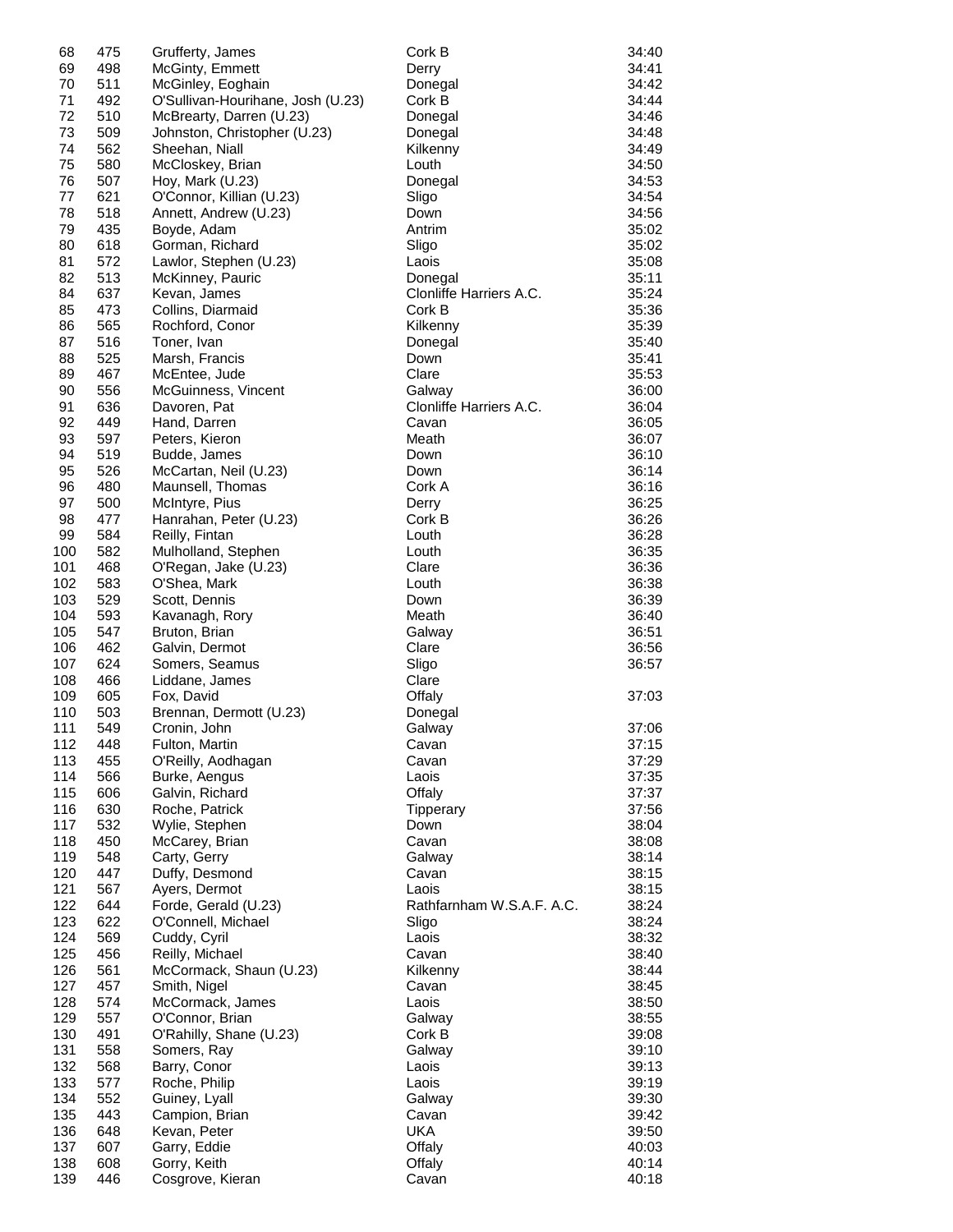| | | | | |
|---|---|---|---|---|
| 68 | 475 | Grufferty, James | Cork B | 34:40 |
| 69 | 498 | McGinty, Emmett | Derry | 34:41 |
| 70 | 511 | McGinley, Eoghain | Donegal | 34:42 |
| 71 | 492 | O'Sullivan-Hourihane, Josh (U.23) | Cork B | 34:44 |
| 72 | 510 | McBrearty, Darren (U.23) | Donegal | 34:46 |
| 73 | 509 | Johnston, Christopher (U.23) | Donegal | 34:48 |
| 74 | 562 | Sheehan, Niall | Kilkenny | 34:49 |
| 75 | 580 | McCloskey, Brian | Louth | 34:50 |
| 76 | 507 | Hoy, Mark (U.23) | Donegal | 34:53 |
| 77 | 621 | O'Connor, Killian (U.23) | Sligo | 34:54 |
| 78 | 518 | Annett, Andrew (U.23) | Down | 34:56 |
| 79 | 435 | Boyde, Adam | Antrim | 35:02 |
| 80 | 618 | Gorman, Richard | Sligo | 35:02 |
| 81 | 572 | Lawlor, Stephen (U.23) | Laois | 35:08 |
| 82 | 513 | McKinney, Pauric | Donegal | 35:11 |
| 84 | 637 | Kevan, James | Clonliffe Harriers A.C. | 35:24 |
| 85 | 473 | Collins, Diarmaid | Cork B | 35:36 |
| 86 | 565 | Rochford, Conor | Kilkenny | 35:39 |
| 87 | 516 | Toner, Ivan | Donegal | 35:40 |
| 88 | 525 | Marsh, Francis | Down | 35:41 |
| 89 | 467 | McEntee, Jude | Clare | 35:53 |
| 90 | 556 | McGuinness, Vincent | Galway | 36:00 |
| 91 | 636 | Davoren, Pat | Clonliffe Harriers A.C. | 36:04 |
| 92 | 449 | Hand, Darren | Cavan | 36:05 |
| 93 | 597 | Peters, Kieron | Meath | 36:07 |
| 94 | 519 | Budde, James | Down | 36:10 |
| 95 | 526 | McCartan, Neil (U.23) | Down | 36:14 |
| 96 | 480 | Maunsell, Thomas | Cork A | 36:16 |
| 97 | 500 | McIntyre, Pius | Derry | 36:25 |
| 98 | 477 | Hanrahan, Peter (U.23) | Cork B | 36:26 |
| 99 | 584 | Reilly, Fintan | Louth | 36:28 |
| 100 | 582 | Mulholland, Stephen | Louth | 36:35 |
| 101 | 468 | O'Regan, Jake (U.23) | Clare | 36:36 |
| 102 | 583 | O'Shea, Mark | Louth | 36:38 |
| 103 | 529 | Scott, Dennis | Down | 36:39 |
| 104 | 593 | Kavanagh, Rory | Meath | 36:40 |
| 105 | 547 | Bruton, Brian | Galway | 36:51 |
| 106 | 462 | Galvin, Dermot | Clare | 36:56 |
| 107 | 624 | Somers, Seamus | Sligo | 36:57 |
| 108 | 466 | Liddane, James | Clare | |
| 109 | 605 | Fox, David | Offaly | 37:03 |
| 110 | 503 | Brennan, Dermott (U.23) | Donegal | |
| 111 | 549 | Cronin, John | Galway | 37:06 |
| 112 | 448 | Fulton, Martin | Cavan | 37:15 |
| 113 | 455 | O'Reilly, Aodhagan | Cavan | 37:29 |
| 114 | 566 | Burke, Aengus | Laois | 37:35 |
| 115 | 606 | Galvin, Richard | Offaly | 37:37 |
| 116 | 630 | Roche, Patrick | Tipperary | 37:56 |
| 117 | 532 | Wylie, Stephen | Down | 38:04 |
| 118 | 450 | McCarey, Brian | Cavan | 38:08 |
| 119 | 548 | Carty, Gerry | Galway | 38:14 |
| 120 | 447 | Duffy, Desmond | Cavan | 38:15 |
| 121 | 567 | Ayers, Dermot | Laois | 38:15 |
| 122 | 644 | Forde, Gerald (U.23) | Rathfarnham W.S.A.F. A.C. | 38:24 |
| 123 | 622 | O'Connell, Michael | Sligo | 38:24 |
| 124 | 569 | Cuddy, Cyril | Laois | 38:32 |
| 125 | 456 | Reilly, Michael | Cavan | 38:40 |
| 126 | 561 | McCormack, Shaun (U.23) | Kilkenny | 38:44 |
| 127 | 457 | Smith, Nigel | Cavan | 38:45 |
| 128 | 574 | McCormack, James | Laois | 38:50 |
| 129 | 557 | O'Connor, Brian | Galway | 38:55 |
| 130 | 491 | O'Rahilly, Shane (U.23) | Cork B | 39:08 |
| 131 | 558 | Somers, Ray | Galway | 39:10 |
| 132 | 568 | Barry, Conor | Laois | 39:13 |
| 133 | 577 | Roche, Philip | Laois | 39:19 |
| 134 | 552 | Guiney, Lyall | Galway | 39:30 |
| 135 | 443 | Campion, Brian | Cavan | 39:42 |
| 136 | 648 | Kevan, Peter | UKA | 39:50 |
| 137 | 607 | Garry, Eddie | Offaly | 40:03 |
| 138 | 608 | Gorry, Keith | Offaly | 40:14 |
| 139 | 446 | Cosgrove, Kieran | Cavan | 40:18 |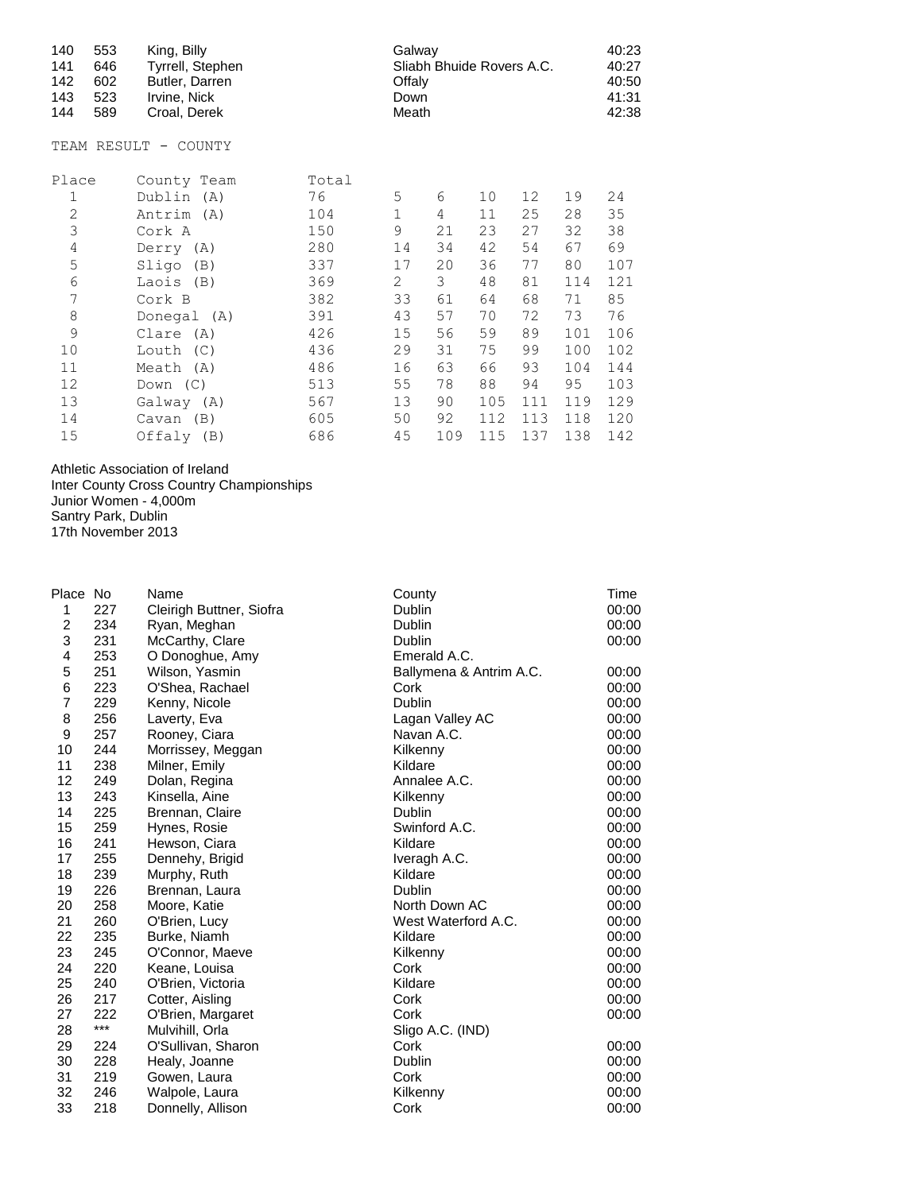| 140 | 553 | King, Billy | Galway | 40:23 |
|---|---|---|---|---|
| 141 | 646 | Tyrrell, Stephen | Sliabh Bhuide Rovers A.C. | 40:27 |
| 142 | 602 | Butler, Darren | Offaly | 40:50 |
| 143 | 523 | Irvine, Nick | Down | 41:31 |
| 144 | 589 | Croal, Derek | Meath | 42:38 |

TEAM RESULT - COUNTY

| Place | County Team | Total | | | | | | |
|---|---|---|---|---|---|---|---|---|
| 1 | Dublin (A) | 76 | 5 | 6 | 10 | 12 | 19 | 24 |
| 2 | Antrim (A) | 104 | 1 | 4 | 11 | 25 | 28 | 35 |
| 3 | Cork A | 150 | 9 | 21 | 23 | 27 | 32 | 38 |
| 4 | Derry (A) | 280 | 14 | 34 | 42 | 54 | 67 | 69 |
| 5 | Sligo (B) | 337 | 17 | 20 | 36 | 77 | 80 | 107 |
| 6 | Laois (B) | 369 | 2 | 3 | 48 | 81 | 114 | 121 |
| 7 | Cork B | 382 | 33 | 61 | 64 | 68 | 71 | 85 |
| 8 | Donegal (A) | 391 | 43 | 57 | 70 | 72 | 73 | 76 |
| 9 | Clare (A) | 426 | 15 | 56 | 59 | 89 | 101 | 106 |
| 10 | Louth (C) | 436 | 29 | 31 | 75 | 99 | 100 | 102 |
| 11 | Meath (A) | 486 | 16 | 63 | 66 | 93 | 104 | 144 |
| 12 | Down (C) | 513 | 55 | 78 | 88 | 94 | 95 | 103 |
| 13 | Galway (A) | 567 | 13 | 90 | 105 | 111 | 119 | 129 |
| 14 | Cavan (B) | 605 | 50 | 92 | 112 | 113 | 118 | 120 |
| 15 | Offaly (B) | 686 | 45 | 109 | 115 | 137 | 138 | 142 |

Athletic Association of Ireland
Inter County Cross Country Championships
Junior Women - 4,000m
Santry Park, Dublin
17th November 2013

| Place | No | Name | County | Time |
|---|---|---|---|---|
| 1 | 227 | Cleirigh Buttner, Siofra | Dublin | 00:00 |
| 2 | 234 | Ryan, Meghan | Dublin | 00:00 |
| 3 | 231 | McCarthy, Clare | Dublin | 00:00 |
| 4 | 253 | O Donoghue, Amy | Emerald A.C. | |
| 5 | 251 | Wilson, Yasmin | Ballymena & Antrim A.C. | 00:00 |
| 6 | 223 | O'Shea, Rachael | Cork | 00:00 |
| 7 | 229 | Kenny, Nicole | Dublin | 00:00 |
| 8 | 256 | Laverty, Eva | Lagan Valley AC | 00:00 |
| 9 | 257 | Rooney, Ciara | Navan A.C. | 00:00 |
| 10 | 244 | Morrissey, Meggan | Kilkenny | 00:00 |
| 11 | 238 | Milner, Emily | Kildare | 00:00 |
| 12 | 249 | Dolan, Regina | Annalee A.C. | 00:00 |
| 13 | 243 | Kinsella, Aine | Kilkenny | 00:00 |
| 14 | 225 | Brennan, Claire | Dublin | 00:00 |
| 15 | 259 | Hynes, Rosie | Swinford A.C. | 00:00 |
| 16 | 241 | Hewson, Ciara | Kildare | 00:00 |
| 17 | 255 | Dennehy, Brigid | Iveragh A.C. | 00:00 |
| 18 | 239 | Murphy, Ruth | Kildare | 00:00 |
| 19 | 226 | Brennan, Laura | Dublin | 00:00 |
| 20 | 258 | Moore, Katie | North Down AC | 00:00 |
| 21 | 260 | O'Brien, Lucy | West Waterford A.C. | 00:00 |
| 22 | 235 | Burke, Niamh | Kildare | 00:00 |
| 23 | 245 | O'Connor, Maeve | Kilkenny | 00:00 |
| 24 | 220 | Keane, Louisa | Cork | 00:00 |
| 25 | 240 | O'Brien, Victoria | Kildare | 00:00 |
| 26 | 217 | Cotter, Aisling | Cork | 00:00 |
| 27 | 222 | O'Brien, Margaret | Cork | 00:00 |
| 28 | *** | Mulvihill, Orla | Sligo A.C. (IND) | |
| 29 | 224 | O'Sullivan, Sharon | Cork | 00:00 |
| 30 | 228 | Healy, Joanne | Dublin | 00:00 |
| 31 | 219 | Gowen, Laura | Cork | 00:00 |
| 32 | 246 | Walpole, Laura | Kilkenny | 00:00 |
| 33 | 218 | Donnelly, Allison | Cork | 00:00 |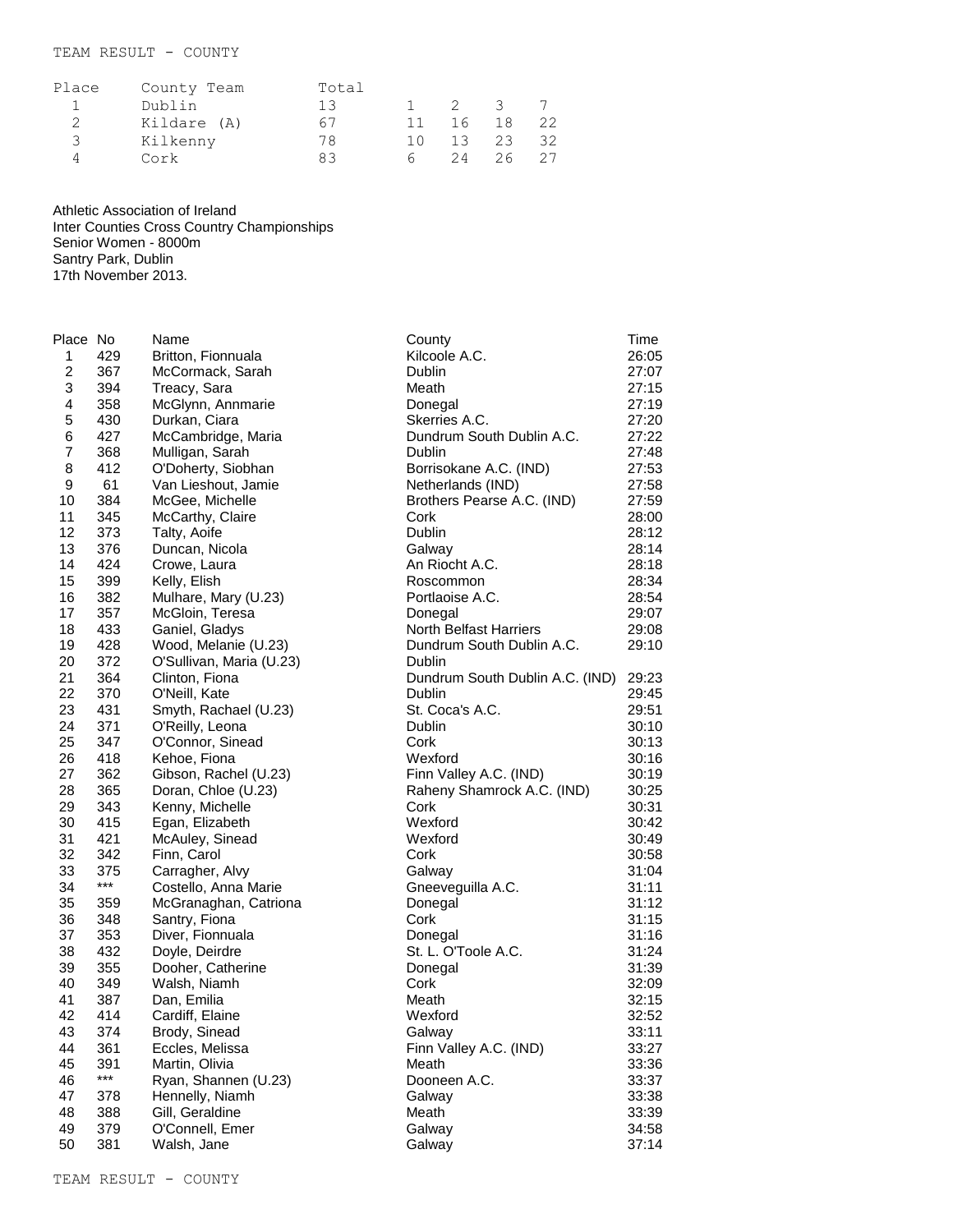TEAM RESULT - COUNTY

| Place | County Team | Total | | | | |
|---|---|---|---|---|---|---|
| 1 | Dublin | 13 | 1 | 2 | 3 | 7 |
| 2 | Kildare (A) | 67 | 11 | 16 | 18 | 22 |
| 3 | Kilkenny | 78 | 10 | 13 | 23 | 32 |
| 4 | Cork | 83 | 6 | 24 | 26 | 27 |

Athletic Association of Ireland
Inter Counties Cross Country Championships
Senior Women - 8000m
Santry Park, Dublin
17th November 2013.

| Place | No | Name | County | Time |
|---|---|---|---|---|
| 1 | 429 | Britton, Fionnuala | Kilcoole A.C. | 26:05 |
| 2 | 367 | McCormack, Sarah | Dublin | 27:07 |
| 3 | 394 | Treacy, Sara | Meath | 27:15 |
| 4 | 358 | McGlynn, Annmarie | Donegal | 27:19 |
| 5 | 430 | Durkan, Ciara | Skerries A.C. | 27:20 |
| 6 | 427 | McCambridge, Maria | Dundrum South Dublin A.C. | 27:22 |
| 7 | 368 | Mulligan, Sarah | Dublin | 27:48 |
| 8 | 412 | O'Doherty, Siobhan | Borrisokane A.C. (IND) | 27:53 |
| 9 | 61 | Van Lieshout, Jamie | Netherlands (IND) | 27:58 |
| 10 | 384 | McGee, Michelle | Brothers Pearse A.C. (IND) | 27:59 |
| 11 | 345 | McCarthy, Claire | Cork | 28:00 |
| 12 | 373 | Talty, Aoife | Dublin | 28:12 |
| 13 | 376 | Duncan, Nicola | Galway | 28:14 |
| 14 | 424 | Crowe, Laura | An Riocht A.C. | 28:18 |
| 15 | 399 | Kelly, Elish | Roscommon | 28:34 |
| 16 | 382 | Mulhare, Mary (U.23) | Portlaoise A.C. | 28:54 |
| 17 | 357 | McGloin, Teresa | Donegal | 29:07 |
| 18 | 433 | Ganiel, Gladys | North Belfast Harriers | 29:08 |
| 19 | 428 | Wood, Melanie (U.23) | Dundrum South Dublin A.C. | 29:10 |
| 20 | 372 | O'Sullivan, Maria (U.23) | Dublin | |
| 21 | 364 | Clinton, Fiona | Dundrum South Dublin A.C. (IND) | 29:23 |
| 22 | 370 | O'Neill, Kate | Dublin | 29:45 |
| 23 | 431 | Smyth, Rachael (U.23) | St. Coca's A.C. | 29:51 |
| 24 | 371 | O'Reilly, Leona | Dublin | 30:10 |
| 25 | 347 | O'Connor, Sinead | Cork | 30:13 |
| 26 | 418 | Kehoe, Fiona | Wexford | 30:16 |
| 27 | 362 | Gibson, Rachel (U.23) | Finn Valley A.C. (IND) | 30:19 |
| 28 | 365 | Doran, Chloe (U.23) | Raheny Shamrock A.C. (IND) | 30:25 |
| 29 | 343 | Kenny, Michelle | Cork | 30:31 |
| 30 | 415 | Egan, Elizabeth | Wexford | 30:42 |
| 31 | 421 | McAuley, Sinead | Wexford | 30:49 |
| 32 | 342 | Finn, Carol | Cork | 30:58 |
| 33 | 375 | Carragher, Alvy | Galway | 31:04 |
| 34 | *** | Costello, Anna Marie | Gneeveguilla A.C. | 31:11 |
| 35 | 359 | McGranaghan, Catriona | Donegal | 31:12 |
| 36 | 348 | Santry, Fiona | Cork | 31:15 |
| 37 | 353 | Diver, Fionnuala | Donegal | 31:16 |
| 38 | 432 | Doyle, Deirdre | St. L. O'Toole A.C. | 31:24 |
| 39 | 355 | Dooher, Catherine | Donegal | 31:39 |
| 40 | 349 | Walsh, Niamh | Cork | 32:09 |
| 41 | 387 | Dan, Emilia | Meath | 32:15 |
| 42 | 414 | Cardiff, Elaine | Wexford | 32:52 |
| 43 | 374 | Brody, Sinead | Galway | 33:11 |
| 44 | 361 | Eccles, Melissa | Finn Valley A.C. (IND) | 33:27 |
| 45 | 391 | Martin, Olivia | Meath | 33:36 |
| 46 | *** | Ryan, Shannen (U.23) | Dooneen A.C. | 33:37 |
| 47 | 378 | Hennelly, Niamh | Galway | 33:38 |
| 48 | 388 | Gill, Geraldine | Meath | 33:39 |
| 49 | 379 | O'Connell, Emer | Galway | 34:58 |
| 50 | 381 | Walsh, Jane | Galway | 37:14 |

TEAM RESULT - COUNTY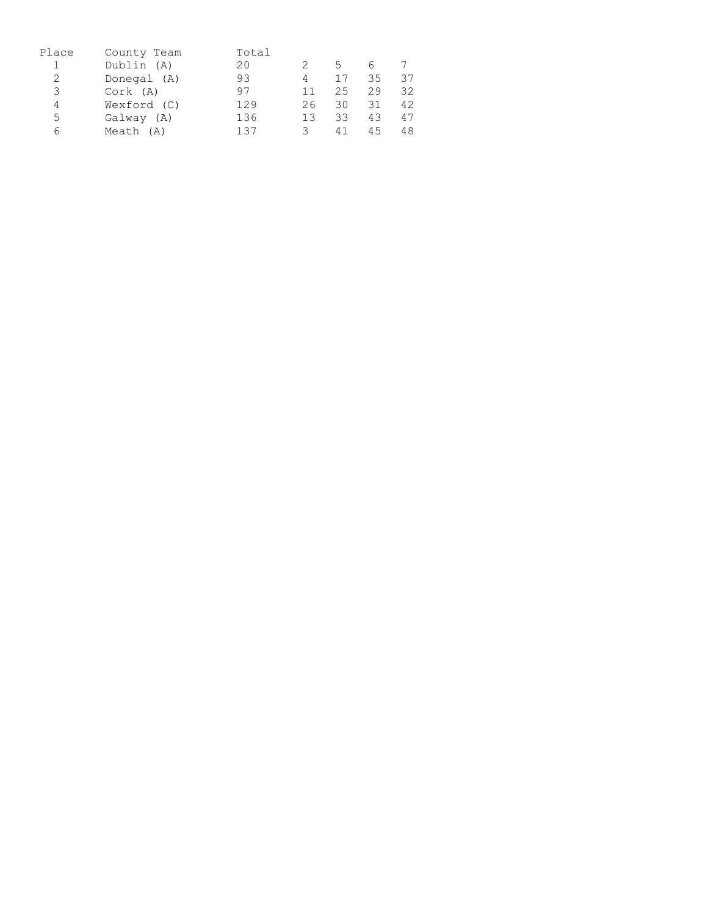| Place | County Team | Total | | | | |
|---|---|---|---|---|---|---|
| 1 | Dublin (A) | 20 | 2 | 5 | 6 | 7 |
| 2 | Donegal (A) | 93 | 4 | 17 | 35 | 37 |
| 3 | Cork (A) | 97 | 11 | 25 | 29 | 32 |
| 4 | Wexford (C) | 129 | 26 | 30 | 31 | 42 |
| 5 | Galway (A) | 136 | 13 | 33 | 43 | 47 |
| 6 | Meath (A) | 137 | 3 | 41 | 45 | 48 |